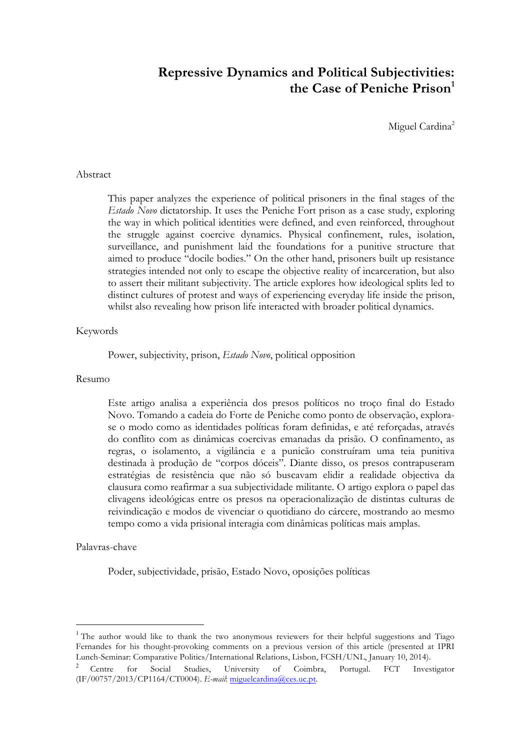# Repressive Dynamics and Political Subjectivities: the Case of Peniche Prison[1]

Miguel Cardina[2]

## Abstract

This paper analyzes the experience of political prisoners in the final stages of the *Estado Novo* dictatorship. It uses the Peniche Fort prison as a case study, exploring the way in which political identities were defined, and even reinforced, throughout the struggle against coercive dynamics. Physical confinement, rules, isolation, surveillance, and punishment laid the foundations for a punitive structure that aimed to produce "docile bodies." On the other hand, prisoners built up resistance strategies intended not only to escape the objective reality of incarceration, but also to assert their militant subjectivity. The article explores how ideological splits led to distinct cultures of protest and ways of experiencing everyday life inside the prison, whilst also revealing how prison life interacted with broader political dynamics.

## Keywords

Power, subjectivity, prison, *Estado Novo*, political opposition

## Resumo

Este artigo analisa a experiência dos presos políticos no troço final do Estado Novo. Tomando a cadeia do Forte de Peniche como ponto de observação, explora-se o modo como as identidades políticas foram definidas, e até reforçadas, através do conflito com as dinâmicas coercivas emanadas da prisão. O confinamento, as regras, o isolamento, a vigilância e a punição construíram uma teia punitiva destinada à produção de "corpos dóceis". Diante disso, os presos contrapuseram estratégias de resistência que não só buscavam elidir a realidade objectiva da clausura como reafirmar a sua subjectividade militante. O artigo explora o papel das clivagens ideológicas entre os presos na operacionalização de distintas culturas de reivindicação e modos de vivenciar o quotidiano do cárcere, mostrando ao mesmo tempo como a vida prisional interagia com dinâmicas políticas mais amplas.

## Palavras-chave

Poder, subjectividade, prisão, Estado Novo, oposições políticas

---

[1] The author would like to thank the two anonymous reviewers for their helpful suggestions and Tiago Fernandes for his thought-provoking comments on a previous version of this article (presented at IPRI Lunch-Seminar: Comparative Politics/International Relations, Lisbon, FCSH/UNL, January 10, 2014).

[2] Centre for Social Studies, University of Coimbra, Portugal. FCT Investigator (IF/00757/2013/CP1164/CT0004). *E-mail*: miguelcardina@ces.uc.pt.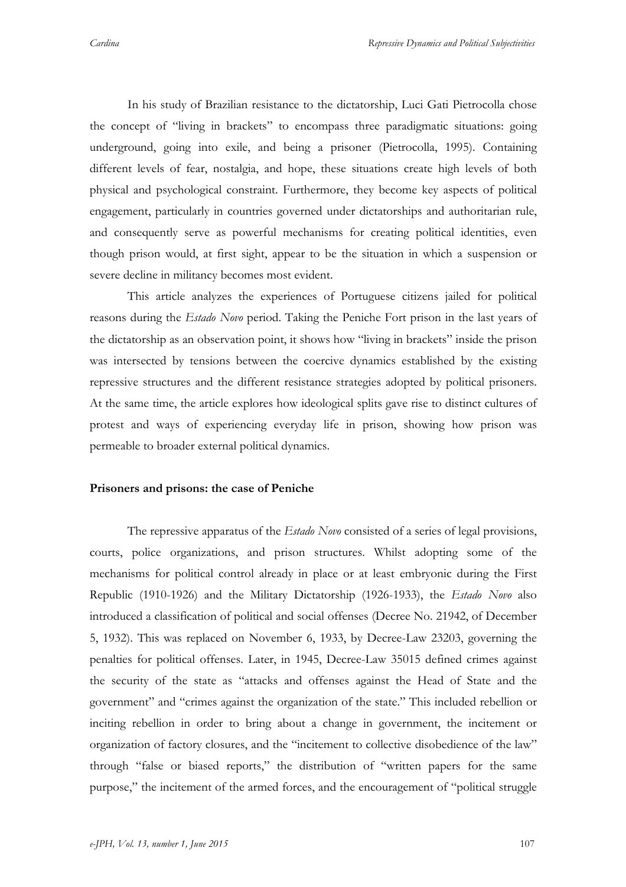In his study of Brazilian resistance to the dictatorship, Luci Gati Pietrocolla chose the concept of "living in brackets" to encompass three paradigmatic situations: going underground, going into exile, and being a prisoner (Pietrocolla, 1995). Containing different levels of fear, nostalgia, and hope, these situations create high levels of both physical and psychological constraint. Furthermore, they become key aspects of political engagement, particularly in countries governed under dictatorships and authoritarian rule, and consequently serve as powerful mechanisms for creating political identities, even though prison would, at first sight, appear to be the situation in which a suspension or severe decline in militancy becomes most evident.

This article analyzes the experiences of Portuguese citizens jailed for political reasons during the *Estado Novo* period. Taking the Peniche Fort prison in the last years of the dictatorship as an observation point, it shows how "living in brackets" inside the prison was intersected by tensions between the coercive dynamics established by the existing repressive structures and the different resistance strategies adopted by political prisoners. At the same time, the article explores how ideological splits gave rise to distinct cultures of protest and ways of experiencing everyday life in prison, showing how prison was permeable to broader external political dynamics.

## Prisoners and prisons: the case of Peniche

The repressive apparatus of the *Estado Novo* consisted of a series of legal provisions, courts, police organizations, and prison structures. Whilst adopting some of the mechanisms for political control already in place or at least embryonic during the First Republic (1910-1926) and the Military Dictatorship (1926-1933), the *Estado Novo* also introduced a classification of political and social offenses (Decree No. 21942, of December 5, 1932). This was replaced on November 6, 1933, by Decree-Law 23203, governing the penalties for political offenses. Later, in 1945, Decree-Law 35015 defined crimes against the security of the state as "attacks and offenses against the Head of State and the government" and "crimes against the organization of the state." This included rebellion or inciting rebellion in order to bring about a change in government, the incitement or organization of factory closures, and the "incitement to collective disobedience of the law" through "false or biased reports," the distribution of "written papers for the same purpose," the incitement of the armed forces, and the encouragement of "political struggle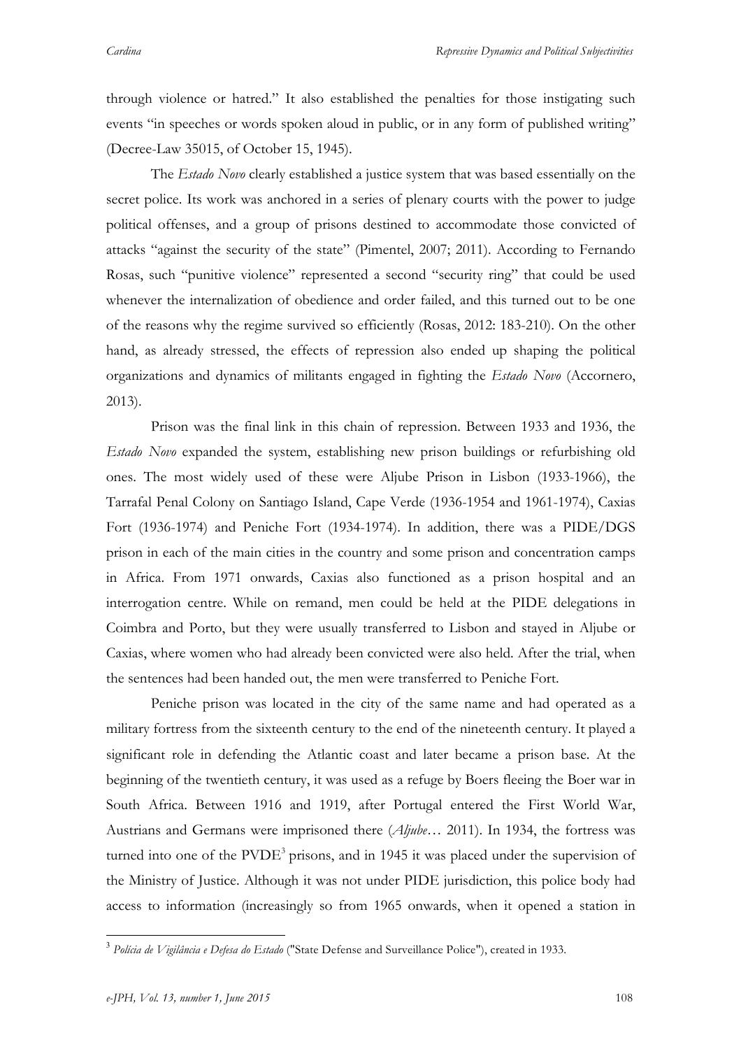through violence or hatred." It also established the penalties for those instigating such events "in speeches or words spoken aloud in public, or in any form of published writing" (Decree-Law 35015, of October 15, 1945).

The *Estado Novo* clearly established a justice system that was based essentially on the secret police. Its work was anchored in a series of plenary courts with the power to judge political offenses, and a group of prisons destined to accommodate those convicted of attacks "against the security of the state" (Pimentel, 2007; 2011). According to Fernando Rosas, such "punitive violence" represented a second "security ring" that could be used whenever the internalization of obedience and order failed, and this turned out to be one of the reasons why the regime survived so efficiently (Rosas, 2012: 183-210). On the other hand, as already stressed, the effects of repression also ended up shaping the political organizations and dynamics of militants engaged in fighting the *Estado Novo* (Accornero, 2013).

Prison was the final link in this chain of repression. Between 1933 and 1936, the *Estado Novo* expanded the system, establishing new prison buildings or refurbishing old ones. The most widely used of these were Aljube Prison in Lisbon (1933-1966), the Tarrafal Penal Colony on Santiago Island, Cape Verde (1936-1954 and 1961-1974), Caxias Fort (1936-1974) and Peniche Fort (1934-1974). In addition, there was a PIDE/DGS prison in each of the main cities in the country and some prison and concentration camps in Africa. From 1971 onwards, Caxias also functioned as a prison hospital and an interrogation centre. While on remand, men could be held at the PIDE delegations in Coimbra and Porto, but they were usually transferred to Lisbon and stayed in Aljube or Caxias, where women who had already been convicted were also held. After the trial, when the sentences had been handed out, the men were transferred to Peniche Fort.

Peniche prison was located in the city of the same name and had operated as a military fortress from the sixteenth century to the end of the nineteenth century. It played a significant role in defending the Atlantic coast and later became a prison base. At the beginning of the twentieth century, it was used as a refuge by Boers fleeing the Boer war in South Africa. Between 1916 and 1919, after Portugal entered the First World War, Austrians and Germans were imprisoned there (*Aljube*… 2011). In 1934, the fortress was turned into one of the PVDE[3] prisons, and in 1945 it was placed under the supervision of the Ministry of Justice. Although it was not under PIDE jurisdiction, this police body had access to information (increasingly so from 1965 onwards, when it opened a station in

---

[3] *Polícia de Vigilância e Defesa do Estado* ("State Defense and Surveillance Police"), created in 1933.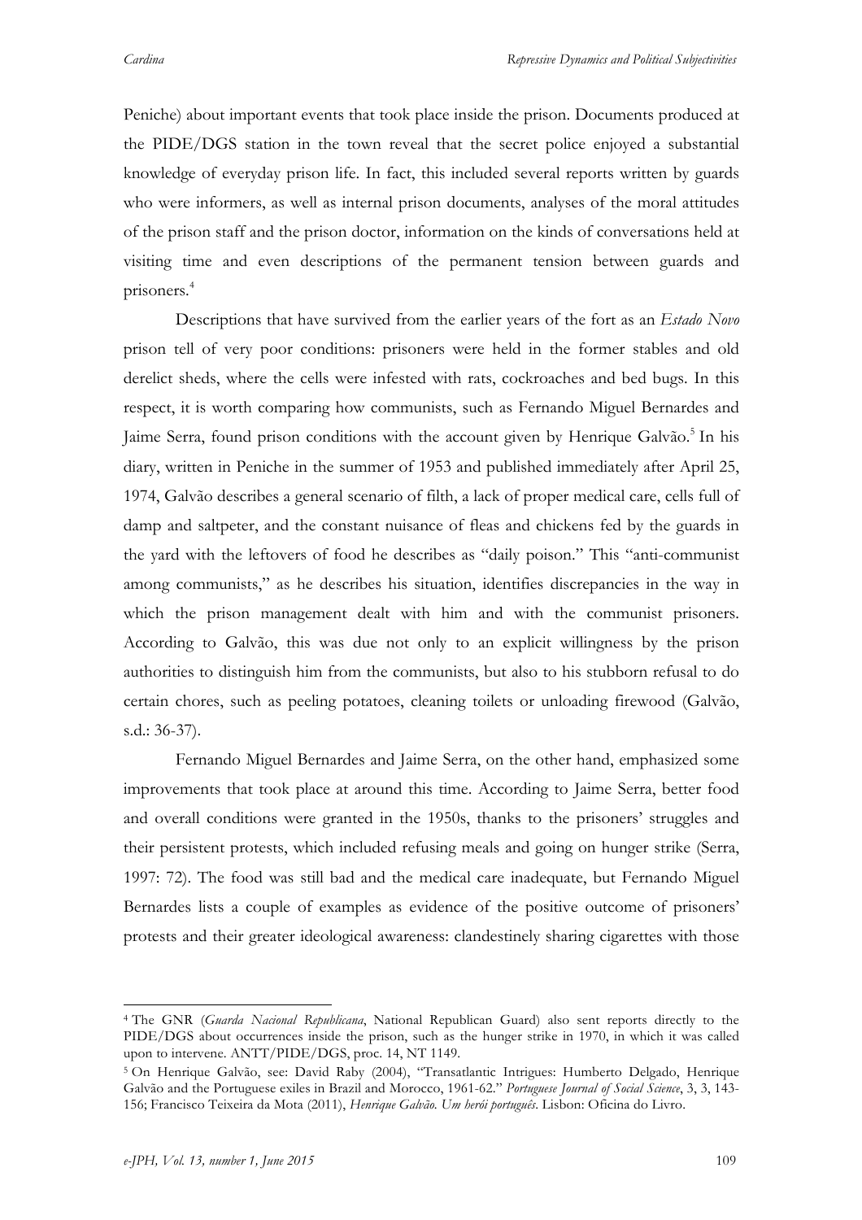Peniche) about important events that took place inside the prison. Documents produced at the PIDE/DGS station in the town reveal that the secret police enjoyed a substantial knowledge of everyday prison life. In fact, this included several reports written by guards who were informers, as well as internal prison documents, analyses of the moral attitudes of the prison staff and the prison doctor, information on the kinds of conversations held at visiting time and even descriptions of the permanent tension between guards and prisoners.[4]

Descriptions that have survived from the earlier years of the fort as an *Estado Novo* prison tell of very poor conditions: prisoners were held in the former stables and old derelict sheds, where the cells were infested with rats, cockroaches and bed bugs. In this respect, it is worth comparing how communists, such as Fernando Miguel Bernardes and Jaime Serra, found prison conditions with the account given by Henrique Galvão.[5] In his diary, written in Peniche in the summer of 1953 and published immediately after April 25, 1974, Galvão describes a general scenario of filth, a lack of proper medical care, cells full of damp and saltpeter, and the constant nuisance of fleas and chickens fed by the guards in the yard with the leftovers of food he describes as "daily poison." This "anti-communist among communists," as he describes his situation, identifies discrepancies in the way in which the prison management dealt with him and with the communist prisoners. According to Galvão, this was due not only to an explicit willingness by the prison authorities to distinguish him from the communists, but also to his stubborn refusal to do certain chores, such as peeling potatoes, cleaning toilets or unloading firewood (Galvão, s.d.: 36-37).

Fernando Miguel Bernardes and Jaime Serra, on the other hand, emphasized some improvements that took place at around this time. According to Jaime Serra, better food and overall conditions were granted in the 1950s, thanks to the prisoners' struggles and their persistent protests, which included refusing meals and going on hunger strike (Serra, 1997: 72). The food was still bad and the medical care inadequate, but Fernando Miguel Bernardes lists a couple of examples as evidence of the positive outcome of prisoners' protests and their greater ideological awareness: clandestinely sharing cigarettes with those

---

[4] The GNR (*Guarda Nacional Republicana*, National Republican Guard) also sent reports directly to the PIDE/DGS about occurrences inside the prison, such as the hunger strike in 1970, in which it was called upon to intervene. ANTT/PIDE/DGS, proc. 14, NT 1149.

[5] On Henrique Galvão, see: David Raby (2004), "Transatlantic Intrigues: Humberto Delgado, Henrique Galvão and the Portuguese exiles in Brazil and Morocco, 1961-62." *Portuguese Journal of Social Science*, 3, 3, 143-156; Francisco Teixeira da Mota (2011), *Henrique Galvão. Um herói português*. Lisbon: Oficina do Livro.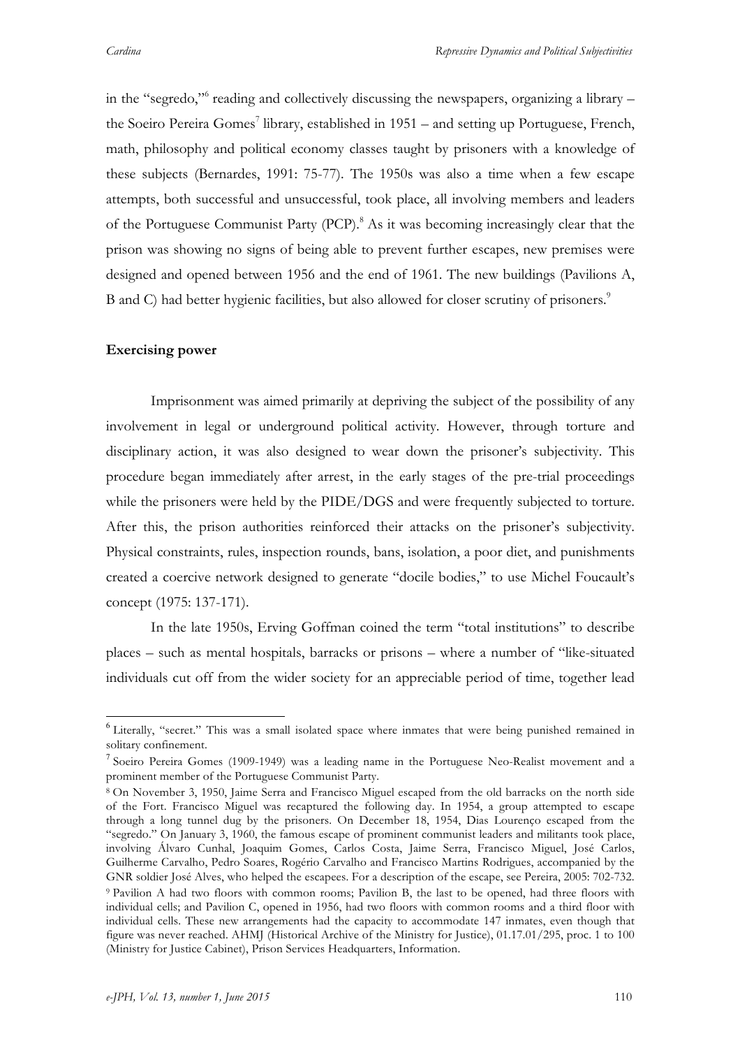in the "segredo,"[6] reading and collectively discussing the newspapers, organizing a library – the Soeiro Pereira Gomes[7] library, established in 1951 – and setting up Portuguese, French, math, philosophy and political economy classes taught by prisoners with a knowledge of these subjects (Bernardes, 1991: 75-77). The 1950s was also a time when a few escape attempts, both successful and unsuccessful, took place, all involving members and leaders of the Portuguese Communist Party (PCP).[8] As it was becoming increasingly clear that the prison was showing no signs of being able to prevent further escapes, new premises were designed and opened between 1956 and the end of 1961. The new buildings (Pavilions A, B and C) had better hygienic facilities, but also allowed for closer scrutiny of prisoners.[9]

**Exercising power**

Imprisonment was aimed primarily at depriving the subject of the possibility of any involvement in legal or underground political activity. However, through torture and disciplinary action, it was also designed to wear down the prisoner's subjectivity. This procedure began immediately after arrest, in the early stages of the pre-trial proceedings while the prisoners were held by the PIDE/DGS and were frequently subjected to torture. After this, the prison authorities reinforced their attacks on the prisoner's subjectivity. Physical constraints, rules, inspection rounds, bans, isolation, a poor diet, and punishments created a coercive network designed to generate "docile bodies," to use Michel Foucault's concept (1975: 137-171).

In the late 1950s, Erving Goffman coined the term "total institutions" to describe places – such as mental hospitals, barracks or prisons – where a number of "like-situated individuals cut off from the wider society for an appreciable period of time, together lead

---

[6] Literally, "secret." This was a small isolated space where inmates that were being punished remained in solitary confinement.

[7] Soeiro Pereira Gomes (1909-1949) was a leading name in the Portuguese Neo-Realist movement and a prominent member of the Portuguese Communist Party.

[8] On November 3, 1950, Jaime Serra and Francisco Miguel escaped from the old barracks on the north side of the Fort. Francisco Miguel was recaptured the following day. In 1954, a group attempted to escape through a long tunnel dug by the prisoners. On December 18, 1954, Dias Lourenço escaped from the "segredo." On January 3, 1960, the famous escape of prominent communist leaders and militants took place, involving Álvaro Cunhal, Joaquim Gomes, Carlos Costa, Jaime Serra, Francisco Miguel, José Carlos, Guilherme Carvalho, Pedro Soares, Rogério Carvalho and Francisco Martins Rodrigues, accompanied by the GNR soldier José Alves, who helped the escapees. For a description of the escape, see Pereira, 2005: 702-732.

[9] Pavilion A had two floors with common rooms; Pavilion B, the last to be opened, had three floors with individual cells; and Pavilion C, opened in 1956, had two floors with common rooms and a third floor with individual cells. These new arrangements had the capacity to accommodate 147 inmates, even though that figure was never reached. AHMJ (Historical Archive of the Ministry for Justice), 01.17.01/295, proc. 1 to 100 (Ministry for Justice Cabinet), Prison Services Headquarters, Information.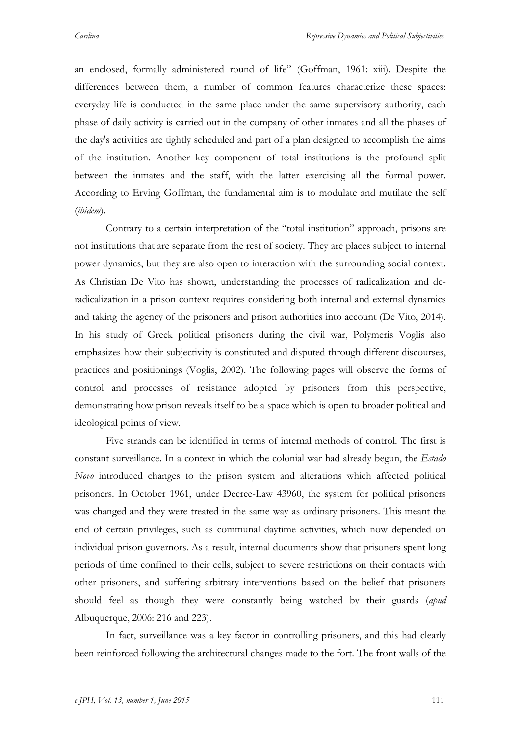an enclosed, formally administered round of life" (Goffman, 1961: xiii). Despite the differences between them, a number of common features characterize these spaces: everyday life is conducted in the same place under the same supervisory authority, each phase of daily activity is carried out in the company of other inmates and all the phases of the day's activities are tightly scheduled and part of a plan designed to accomplish the aims of the institution. Another key component of total institutions is the profound split between the inmates and the staff, with the latter exercising all the formal power. According to Erving Goffman, the fundamental aim is to modulate and mutilate the self (*ibidem*).

Contrary to a certain interpretation of the "total institution" approach, prisons are not institutions that are separate from the rest of society. They are places subject to internal power dynamics, but they are also open to interaction with the surrounding social context. As Christian De Vito has shown, understanding the processes of radicalization and de-radicalization in a prison context requires considering both internal and external dynamics and taking the agency of the prisoners and prison authorities into account (De Vito, 2014). In his study of Greek political prisoners during the civil war, Polymeris Voglis also emphasizes how their subjectivity is constituted and disputed through different discourses, practices and positionings (Voglis, 2002). The following pages will observe the forms of control and processes of resistance adopted by prisoners from this perspective, demonstrating how prison reveals itself to be a space which is open to broader political and ideological points of view.

Five strands can be identified in terms of internal methods of control. The first is constant surveillance. In a context in which the colonial war had already begun, the *Estado Novo* introduced changes to the prison system and alterations which affected political prisoners. In October 1961, under Decree-Law 43960, the system for political prisoners was changed and they were treated in the same way as ordinary prisoners. This meant the end of certain privileges, such as communal daytime activities, which now depended on individual prison governors. As a result, internal documents show that prisoners spent long periods of time confined to their cells, subject to severe restrictions on their contacts with other prisoners, and suffering arbitrary interventions based on the belief that prisoners should feel as though they were constantly being watched by their guards (*apud* Albuquerque, 2006: 216 and 223).

In fact, surveillance was a key factor in controlling prisoners, and this had clearly been reinforced following the architectural changes made to the fort. The front walls of the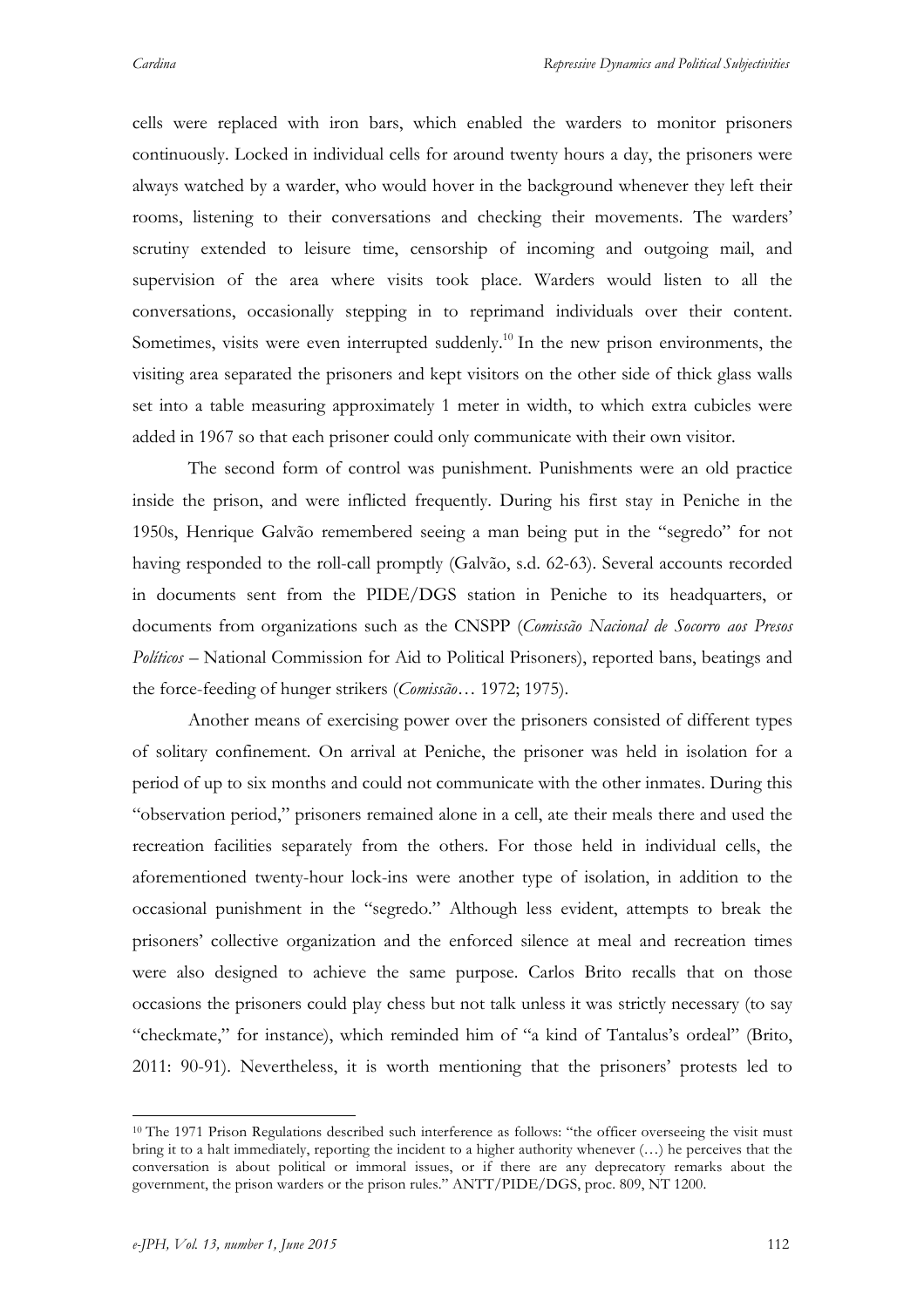cells were replaced with iron bars, which enabled the warders to monitor prisoners continuously. Locked in individual cells for around twenty hours a day, the prisoners were always watched by a warder, who would hover in the background whenever they left their rooms, listening to their conversations and checking their movements. The warders' scrutiny extended to leisure time, censorship of incoming and outgoing mail, and supervision of the area where visits took place. Warders would listen to all the conversations, occasionally stepping in to reprimand individuals over their content. Sometimes, visits were even interrupted suddenly.[10] In the new prison environments, the visiting area separated the prisoners and kept visitors on the other side of thick glass walls set into a table measuring approximately 1 meter in width, to which extra cubicles were added in 1967 so that each prisoner could only communicate with their own visitor.

The second form of control was punishment. Punishments were an old practice inside the prison, and were inflicted frequently. During his first stay in Peniche in the 1950s, Henrique Galvão remembered seeing a man being put in the "segredo" for not having responded to the roll-call promptly (Galvão, s.d. 62-63). Several accounts recorded in documents sent from the PIDE/DGS station in Peniche to its headquarters, or documents from organizations such as the CNSPP (*Comissão Nacional de Socorro aos Presos Políticos* – National Commission for Aid to Political Prisoners), reported bans, beatings and the force-feeding of hunger strikers (*Comissão*… 1972; 1975).

Another means of exercising power over the prisoners consisted of different types of solitary confinement. On arrival at Peniche, the prisoner was held in isolation for a period of up to six months and could not communicate with the other inmates. During this "observation period," prisoners remained alone in a cell, ate their meals there and used the recreation facilities separately from the others. For those held in individual cells, the aforementioned twenty-hour lock-ins were another type of isolation, in addition to the occasional punishment in the "segredo." Although less evident, attempts to break the prisoners' collective organization and the enforced silence at meal and recreation times were also designed to achieve the same purpose. Carlos Brito recalls that on those occasions the prisoners could play chess but not talk unless it was strictly necessary (to say "checkmate," for instance), which reminded him of "a kind of Tantalus's ordeal" (Brito, 2011: 90-91). Nevertheless, it is worth mentioning that the prisoners' protests led to

[10] The 1971 Prison Regulations described such interference as follows: "the officer overseeing the visit must bring it to a halt immediately, reporting the incident to a higher authority whenever (…) he perceives that the conversation is about political or immoral issues, or if there are any deprecatory remarks about the government, the prison warders or the prison rules." ANTT/PIDE/DGS, proc. 809, NT 1200.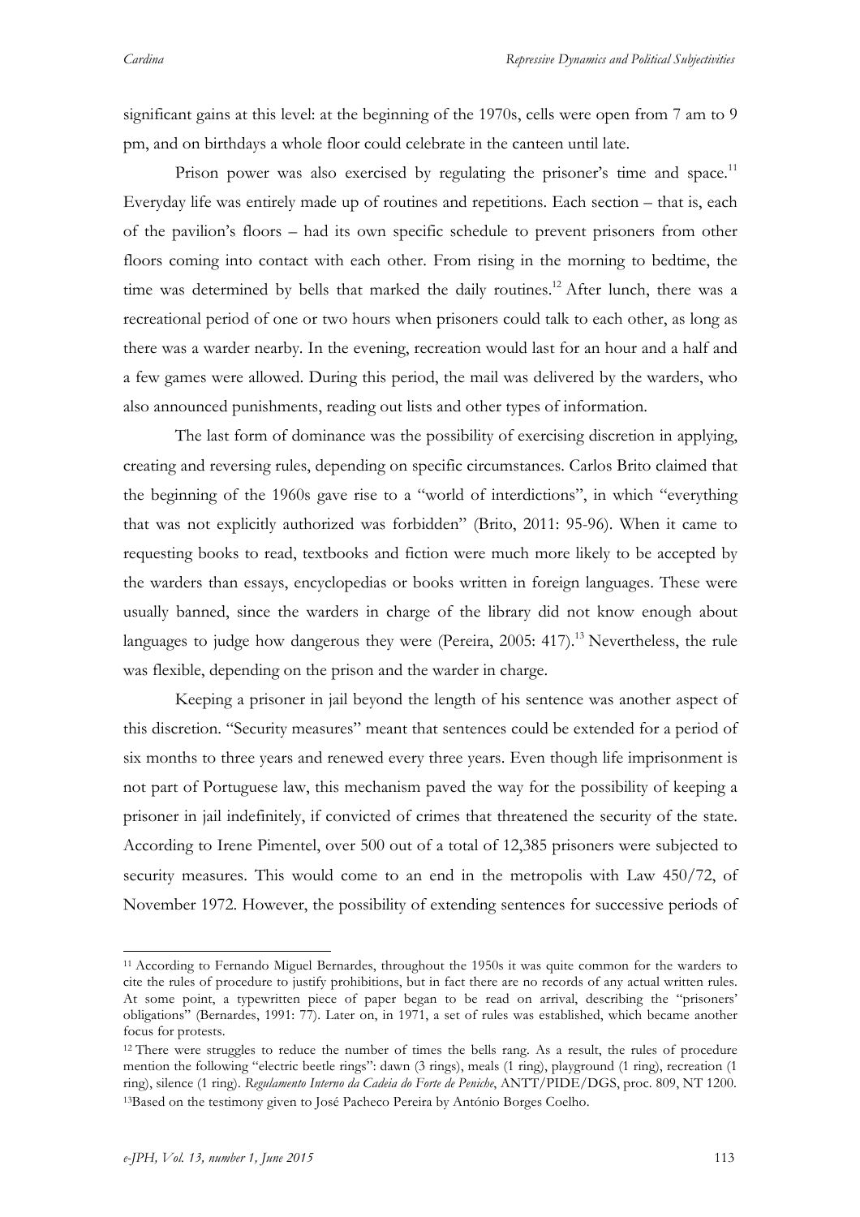significant gains at this level: at the beginning of the 1970s, cells were open from 7 am to 9 pm, and on birthdays a whole floor could celebrate in the canteen until late.

Prison power was also exercised by regulating the prisoner's time and space.[11] Everyday life was entirely made up of routines and repetitions. Each section – that is, each of the pavilion's floors – had its own specific schedule to prevent prisoners from other floors coming into contact with each other. From rising in the morning to bedtime, the time was determined by bells that marked the daily routines.[12] After lunch, there was a recreational period of one or two hours when prisoners could talk to each other, as long as there was a warder nearby. In the evening, recreation would last for an hour and a half and a few games were allowed. During this period, the mail was delivered by the warders, who also announced punishments, reading out lists and other types of information.

The last form of dominance was the possibility of exercising discretion in applying, creating and reversing rules, depending on specific circumstances. Carlos Brito claimed that the beginning of the 1960s gave rise to a "world of interdictions", in which "everything that was not explicitly authorized was forbidden" (Brito, 2011: 95-96). When it came to requesting books to read, textbooks and fiction were much more likely to be accepted by the warders than essays, encyclopedias or books written in foreign languages. These were usually banned, since the warders in charge of the library did not know enough about languages to judge how dangerous they were (Pereira, 2005: 417).[13] Nevertheless, the rule was flexible, depending on the prison and the warder in charge.

Keeping a prisoner in jail beyond the length of his sentence was another aspect of this discretion. "Security measures" meant that sentences could be extended for a period of six months to three years and renewed every three years. Even though life imprisonment is not part of Portuguese law, this mechanism paved the way for the possibility of keeping a prisoner in jail indefinitely, if convicted of crimes that threatened the security of the state. According to Irene Pimentel, over 500 out of a total of 12,385 prisoners were subjected to security measures. This would come to an end in the metropolis with Law 450/72, of November 1972. However, the possibility of extending sentences for successive periods of

---

[11] According to Fernando Miguel Bernardes, throughout the 1950s it was quite common for the warders to cite the rules of procedure to justify prohibitions, but in fact there are no records of any actual written rules. At some point, a typewritten piece of paper began to be read on arrival, describing the "prisoners' obligations" (Bernardes, 1991: 77). Later on, in 1971, a set of rules was established, which became another focus for protests.

[12] There were struggles to reduce the number of times the bells rang. As a result, the rules of procedure mention the following "electric beetle rings": dawn (3 rings), meals (1 ring), playground (1 ring), recreation (1 ring), silence (1 ring). *Regulamento Interno da Cadeia do Forte de Peniche*, ANTT/PIDE/DGS, proc. 809, NT 1200.

[13] Based on the testimony given to José Pacheco Pereira by António Borges Coelho.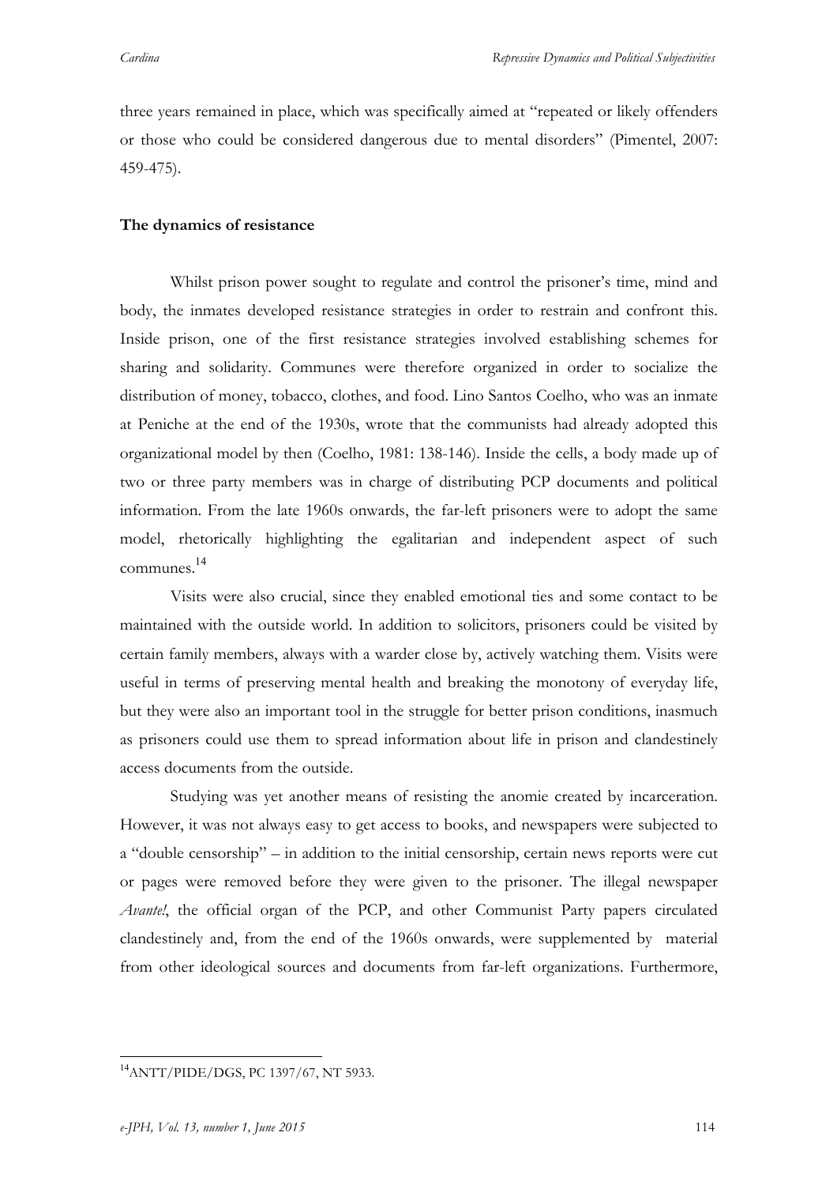three years remained in place, which was specifically aimed at "repeated or likely offenders or those who could be considered dangerous due to mental disorders" (Pimentel, 2007: 459-475).

**The dynamics of resistance**

Whilst prison power sought to regulate and control the prisoner's time, mind and body, the inmates developed resistance strategies in order to restrain and confront this. Inside prison, one of the first resistance strategies involved establishing schemes for sharing and solidarity. Communes were therefore organized in order to socialize the distribution of money, tobacco, clothes, and food. Lino Santos Coelho, who was an inmate at Peniche at the end of the 1930s, wrote that the communists had already adopted this organizational model by then (Coelho, 1981: 138-146). Inside the cells, a body made up of two or three party members was in charge of distributing PCP documents and political information. From the late 1960s onwards, the far-left prisoners were to adopt the same model, rhetorically highlighting the egalitarian and independent aspect of such communes.[14]

Visits were also crucial, since they enabled emotional ties and some contact to be maintained with the outside world. In addition to solicitors, prisoners could be visited by certain family members, always with a warder close by, actively watching them. Visits were useful in terms of preserving mental health and breaking the monotony of everyday life, but they were also an important tool in the struggle for better prison conditions, inasmuch as prisoners could use them to spread information about life in prison and clandestinely access documents from the outside.

Studying was yet another means of resisting the anomie created by incarceration. However, it was not always easy to get access to books, and newspapers were subjected to a "double censorship" – in addition to the initial censorship, certain news reports were cut or pages were removed before they were given to the prisoner. The illegal newspaper *Avante!*, the official organ of the PCP, and other Communist Party papers circulated clandestinely and, from the end of the 1960s onwards, were supplemented by material from other ideological sources and documents from far-left organizations. Furthermore,

[14] ANTT/PIDE/DGS, PC 1397/67, NT 5933.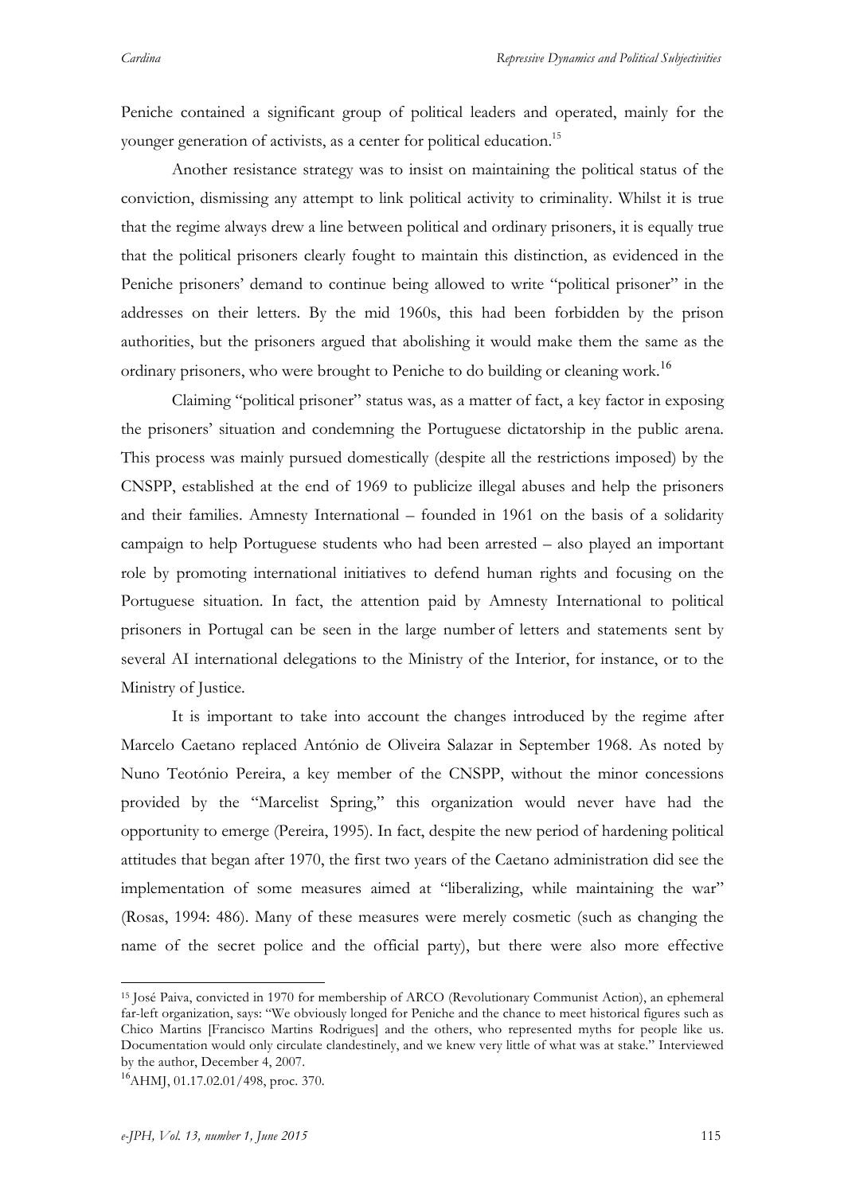Peniche contained a significant group of political leaders and operated, mainly for the younger generation of activists, as a center for political education.[15]

Another resistance strategy was to insist on maintaining the political status of the conviction, dismissing any attempt to link political activity to criminality. Whilst it is true that the regime always drew a line between political and ordinary prisoners, it is equally true that the political prisoners clearly fought to maintain this distinction, as evidenced in the Peniche prisoners' demand to continue being allowed to write "political prisoner" in the addresses on their letters. By the mid 1960s, this had been forbidden by the prison authorities, but the prisoners argued that abolishing it would make them the same as the ordinary prisoners, who were brought to Peniche to do building or cleaning work.[16]

Claiming "political prisoner" status was, as a matter of fact, a key factor in exposing the prisoners' situation and condemning the Portuguese dictatorship in the public arena. This process was mainly pursued domestically (despite all the restrictions imposed) by the CNSPP, established at the end of 1969 to publicize illegal abuses and help the prisoners and their families. Amnesty International – founded in 1961 on the basis of a solidarity campaign to help Portuguese students who had been arrested – also played an important role by promoting international initiatives to defend human rights and focusing on the Portuguese situation. In fact, the attention paid by Amnesty International to political prisoners in Portugal can be seen in the large number of letters and statements sent by several AI international delegations to the Ministry of the Interior, for instance, or to the Ministry of Justice.

It is important to take into account the changes introduced by the regime after Marcelo Caetano replaced António de Oliveira Salazar in September 1968. As noted by Nuno Teotónio Pereira, a key member of the CNSPP, without the minor concessions provided by the "Marcelist Spring," this organization would never have had the opportunity to emerge (Pereira, 1995). In fact, despite the new period of hardening political attitudes that began after 1970, the first two years of the Caetano administration did see the implementation of some measures aimed at "liberalizing, while maintaining the war" (Rosas, 1994: 486). Many of these measures were merely cosmetic (such as changing the name of the secret police and the official party), but there were also more effective

---

[15] José Paiva, convicted in 1970 for membership of ARCO (Revolutionary Communist Action), an ephemeral far-left organization, says: "We obviously longed for Peniche and the chance to meet historical figures such as Chico Martins [Francisco Martins Rodrigues] and the others, who represented myths for people like us. Documentation would only circulate clandestinely, and we knew very little of what was at stake." Interviewed by the author, December 4, 2007.

[16] AHMJ, 01.17.02.01/498, proc. 370.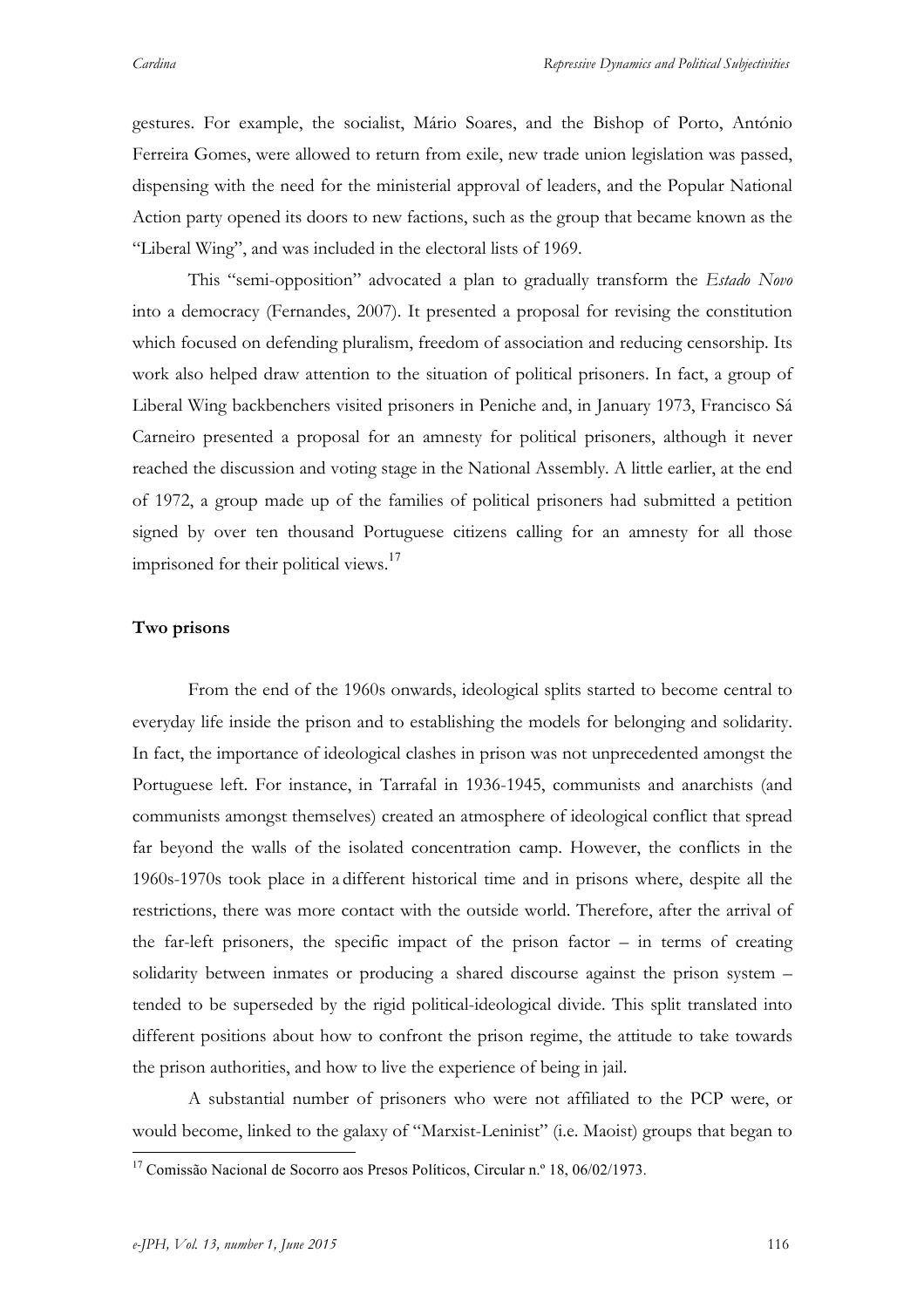gestures. For example, the socialist, Mário Soares, and the Bishop of Porto, António Ferreira Gomes, were allowed to return from exile, new trade union legislation was passed, dispensing with the need for the ministerial approval of leaders, and the Popular National Action party opened its doors to new factions, such as the group that became known as the "Liberal Wing", and was included in the electoral lists of 1969.

This "semi-opposition" advocated a plan to gradually transform the *Estado Novo* into a democracy (Fernandes, 2007). It presented a proposal for revising the constitution which focused on defending pluralism, freedom of association and reducing censorship. Its work also helped draw attention to the situation of political prisoners. In fact, a group of Liberal Wing backbenchers visited prisoners in Peniche and, in January 1973, Francisco Sá Carneiro presented a proposal for an amnesty for political prisoners, although it never reached the discussion and voting stage in the National Assembly. A little earlier, at the end of 1972, a group made up of the families of political prisoners had submitted a petition signed by over ten thousand Portuguese citizens calling for an amnesty for all those imprisoned for their political views.[17]

## Two prisons

From the end of the 1960s onwards, ideological splits started to become central to everyday life inside the prison and to establishing the models for belonging and solidarity. In fact, the importance of ideological clashes in prison was not unprecedented amongst the Portuguese left. For instance, in Tarrafal in 1936-1945, communists and anarchists (and communists amongst themselves) created an atmosphere of ideological conflict that spread far beyond the walls of the isolated concentration camp. However, the conflicts in the 1960s-1970s took place in a different historical time and in prisons where, despite all the restrictions, there was more contact with the outside world. Therefore, after the arrival of the far-left prisoners, the specific impact of the prison factor – in terms of creating solidarity between inmates or producing a shared discourse against the prison system – tended to be superseded by the rigid political-ideological divide. This split translated into different positions about how to confront the prison regime, the attitude to take towards the prison authorities, and how to live the experience of being in jail.

A substantial number of prisoners who were not affiliated to the PCP were, or would become, linked to the galaxy of "Marxist-Leninist" (i.e. Maoist) groups that began to

---

[17] Comissão Nacional de Socorro aos Presos Políticos, Circular n.º 18, 06/02/1973.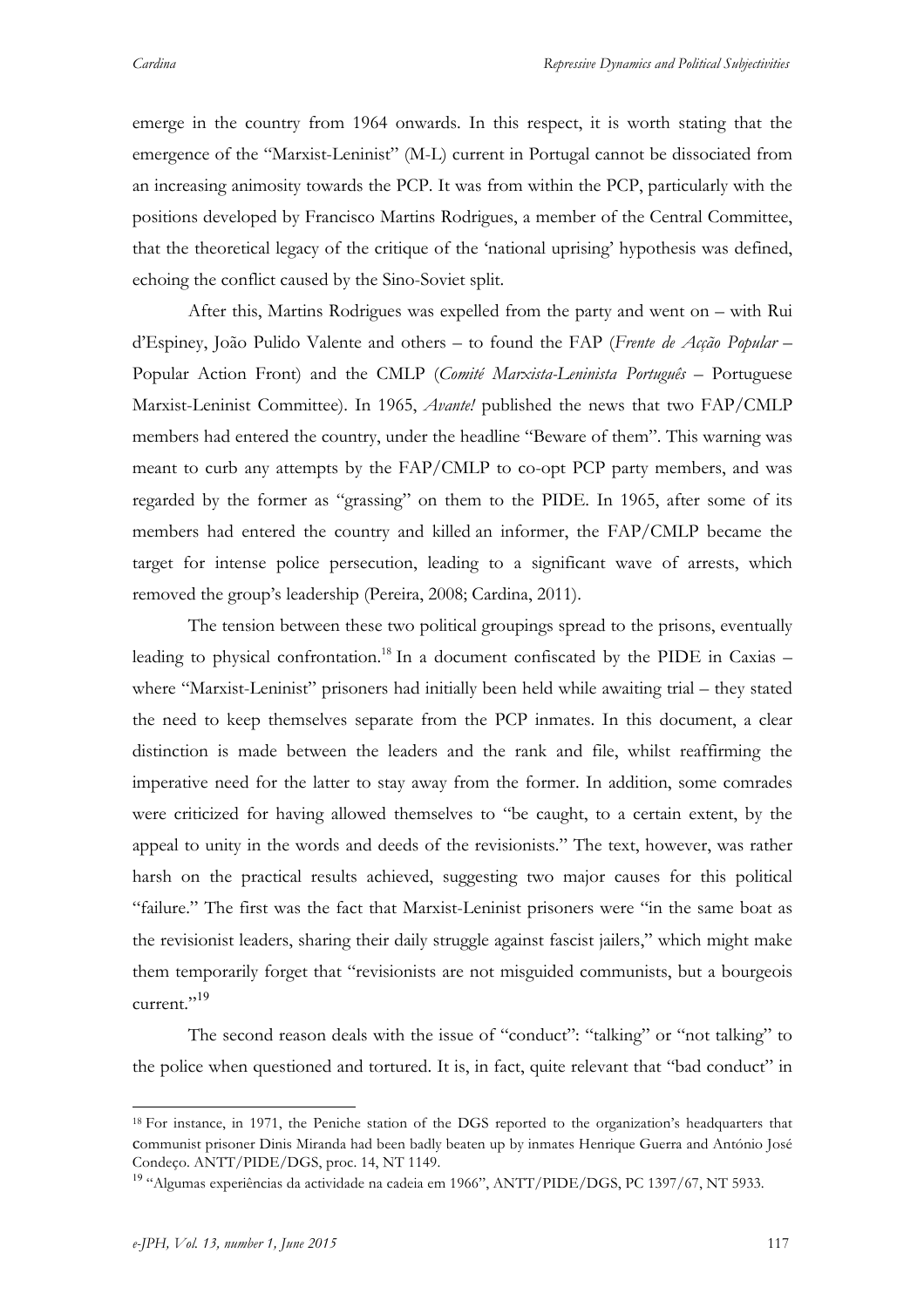emerge in the country from 1964 onwards. In this respect, it is worth stating that the emergence of the "Marxist-Leninist" (M-L) current in Portugal cannot be dissociated from an increasing animosity towards the PCP. It was from within the PCP, particularly with the positions developed by Francisco Martins Rodrigues, a member of the Central Committee, that the theoretical legacy of the critique of the 'national uprising' hypothesis was defined, echoing the conflict caused by the Sino-Soviet split.

After this, Martins Rodrigues was expelled from the party and went on – with Rui d'Espiney, João Pulido Valente and others – to found the FAP (*Frente de Acção Popular* – Popular Action Front) and the CMLP (*Comité Marxista-Leninista Português* – Portuguese Marxist-Leninist Committee). In 1965, *Avante!* published the news that two FAP/CMLP members had entered the country, under the headline "Beware of them". This warning was meant to curb any attempts by the FAP/CMLP to co-opt PCP party members, and was regarded by the former as "grassing" on them to the PIDE. In 1965, after some of its members had entered the country and killed an informer, the FAP/CMLP became the target for intense police persecution, leading to a significant wave of arrests, which removed the group's leadership (Pereira, 2008; Cardina, 2011).

The tension between these two political groupings spread to the prisons, eventually leading to physical confrontation.[18] In a document confiscated by the PIDE in Caxias – where "Marxist-Leninist" prisoners had initially been held while awaiting trial – they stated the need to keep themselves separate from the PCP inmates. In this document, a clear distinction is made between the leaders and the rank and file, whilst reaffirming the imperative need for the latter to stay away from the former. In addition, some comrades were criticized for having allowed themselves to "be caught, to a certain extent, by the appeal to unity in the words and deeds of the revisionists." The text, however, was rather harsh on the practical results achieved, suggesting two major causes for this political "failure." The first was the fact that Marxist-Leninist prisoners were "in the same boat as the revisionist leaders, sharing their daily struggle against fascist jailers," which might make them temporarily forget that "revisionists are not misguided communists, but a bourgeois current."[19]

The second reason deals with the issue of "conduct": "talking" or "not talking" to the police when questioned and tortured. It is, in fact, quite relevant that "bad conduct" in

---

[18] For instance, in 1971, the Peniche station of the DGS reported to the organization's headquarters that communist prisoner Dinis Miranda had been badly beaten up by inmates Henrique Guerra and António José Condeço. ANTT/PIDE/DGS, proc. 14, NT 1149.

[19] "Algumas experiências da actividade na cadeia em 1966", ANTT/PIDE/DGS, PC 1397/67, NT 5933.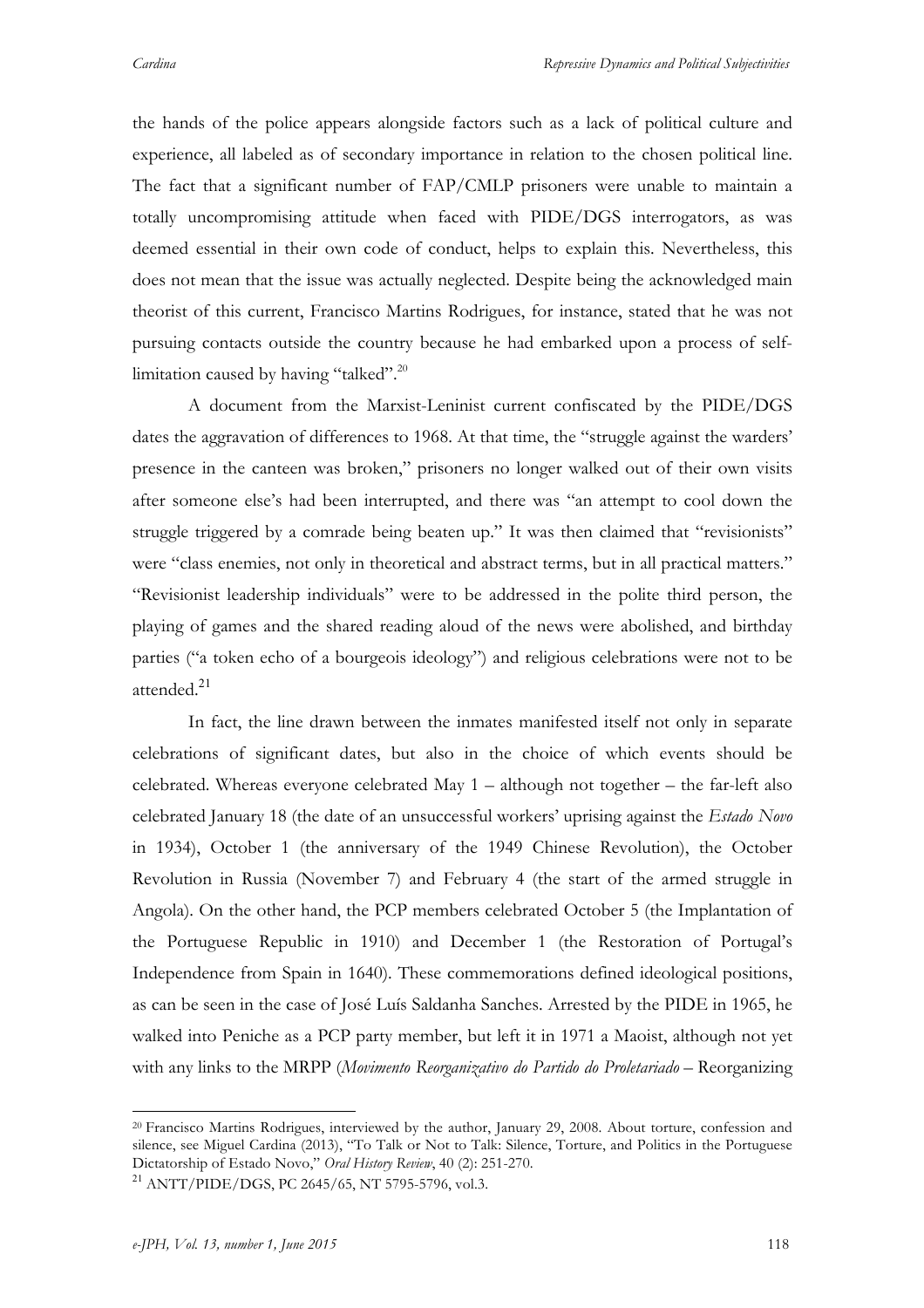the hands of the police appears alongside factors such as a lack of political culture and experience, all labeled as of secondary importance in relation to the chosen political line. The fact that a significant number of FAP/CMLP prisoners were unable to maintain a totally uncompromising attitude when faced with PIDE/DGS interrogators, as was deemed essential in their own code of conduct, helps to explain this. Nevertheless, this does not mean that the issue was actually neglected. Despite being the acknowledged main theorist of this current, Francisco Martins Rodrigues, for instance, stated that he was not pursuing contacts outside the country because he had embarked upon a process of self-limitation caused by having "talked".[20]

A document from the Marxist-Leninist current confiscated by the PIDE/DGS dates the aggravation of differences to 1968. At that time, the "struggle against the warders' presence in the canteen was broken," prisoners no longer walked out of their own visits after someone else's had been interrupted, and there was "an attempt to cool down the struggle triggered by a comrade being beaten up." It was then claimed that "revisionists" were "class enemies, not only in theoretical and abstract terms, but in all practical matters." "Revisionist leadership individuals" were to be addressed in the polite third person, the playing of games and the shared reading aloud of the news were abolished, and birthday parties ("a token echo of a bourgeois ideology") and religious celebrations were not to be attended.[21]

In fact, the line drawn between the inmates manifested itself not only in separate celebrations of significant dates, but also in the choice of which events should be celebrated. Whereas everyone celebrated May 1 – although not together – the far-left also celebrated January 18 (the date of an unsuccessful workers' uprising against the *Estado Novo* in 1934), October 1 (the anniversary of the 1949 Chinese Revolution), the October Revolution in Russia (November 7) and February 4 (the start of the armed struggle in Angola). On the other hand, the PCP members celebrated October 5 (the Implantation of the Portuguese Republic in 1910) and December 1 (the Restoration of Portugal's Independence from Spain in 1640). These commemorations defined ideological positions, as can be seen in the case of José Luís Saldanha Sanches. Arrested by the PIDE in 1965, he walked into Peniche as a PCP party member, but left it in 1971 a Maoist, although not yet with any links to the MRPP (*Movimento Reorganizativo do Partido do Proletariado* – Reorganizing

---

[20] Francisco Martins Rodrigues, interviewed by the author, January 29, 2008. About torture, confession and silence, see Miguel Cardina (2013), "To Talk or Not to Talk: Silence, Torture, and Politics in the Portuguese Dictatorship of Estado Novo," *Oral History Review*, 40 (2): 251-270.

[21] ANTT/PIDE/DGS, PC 2645/65, NT 5795-5796, vol.3.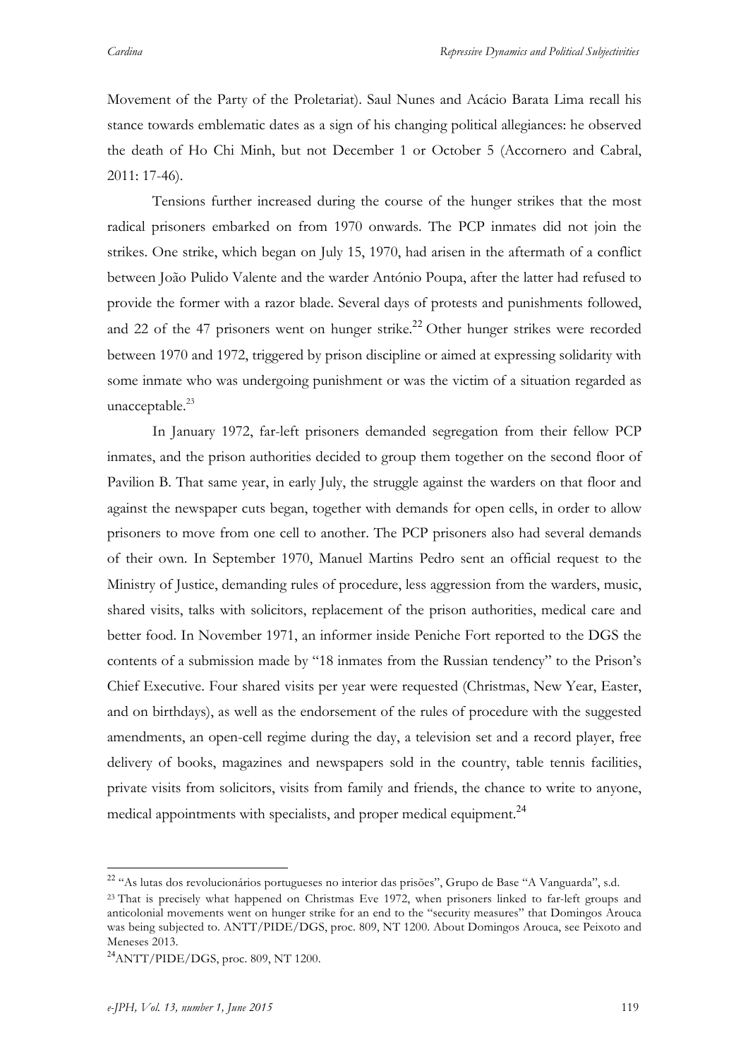Movement of the Party of the Proletariat). Saul Nunes and Acácio Barata Lima recall his stance towards emblematic dates as a sign of his changing political allegiances: he observed the death of Ho Chi Minh, but not December 1 or October 5 (Accornero and Cabral, 2011: 17-46).

Tensions further increased during the course of the hunger strikes that the most radical prisoners embarked on from 1970 onwards. The PCP inmates did not join the strikes. One strike, which began on July 15, 1970, had arisen in the aftermath of a conflict between João Pulido Valente and the warder António Poupa, after the latter had refused to provide the former with a razor blade. Several days of protests and punishments followed, and 22 of the 47 prisoners went on hunger strike.[22] Other hunger strikes were recorded between 1970 and 1972, triggered by prison discipline or aimed at expressing solidarity with some inmate who was undergoing punishment or was the victim of a situation regarded as unacceptable.[23]

In January 1972, far-left prisoners demanded segregation from their fellow PCP inmates, and the prison authorities decided to group them together on the second floor of Pavilion B. That same year, in early July, the struggle against the warders on that floor and against the newspaper cuts began, together with demands for open cells, in order to allow prisoners to move from one cell to another. The PCP prisoners also had several demands of their own. In September 1970, Manuel Martins Pedro sent an official request to the Ministry of Justice, demanding rules of procedure, less aggression from the warders, music, shared visits, talks with solicitors, replacement of the prison authorities, medical care and better food. In November 1971, an informer inside Peniche Fort reported to the DGS the contents of a submission made by "18 inmates from the Russian tendency" to the Prison's Chief Executive. Four shared visits per year were requested (Christmas, New Year, Easter, and on birthdays), as well as the endorsement of the rules of procedure with the suggested amendments, an open-cell regime during the day, a television set and a record player, free delivery of books, magazines and newspapers sold in the country, table tennis facilities, private visits from solicitors, visits from family and friends, the chance to write to anyone, medical appointments with specialists, and proper medical equipment.[24]

---

[22] "As lutas dos revolucionários portugueses no interior das prisões", Grupo de Base "A Vanguarda", s.d.

[23] That is precisely what happened on Christmas Eve 1972, when prisoners linked to far-left groups and anticolonial movements went on hunger strike for an end to the "security measures" that Domingos Arouca was being subjected to. ANTT/PIDE/DGS, proc. 809, NT 1200. About Domingos Arouca, see Peixoto and Meneses 2013.

[24] ANTT/PIDE/DGS, proc. 809, NT 1200.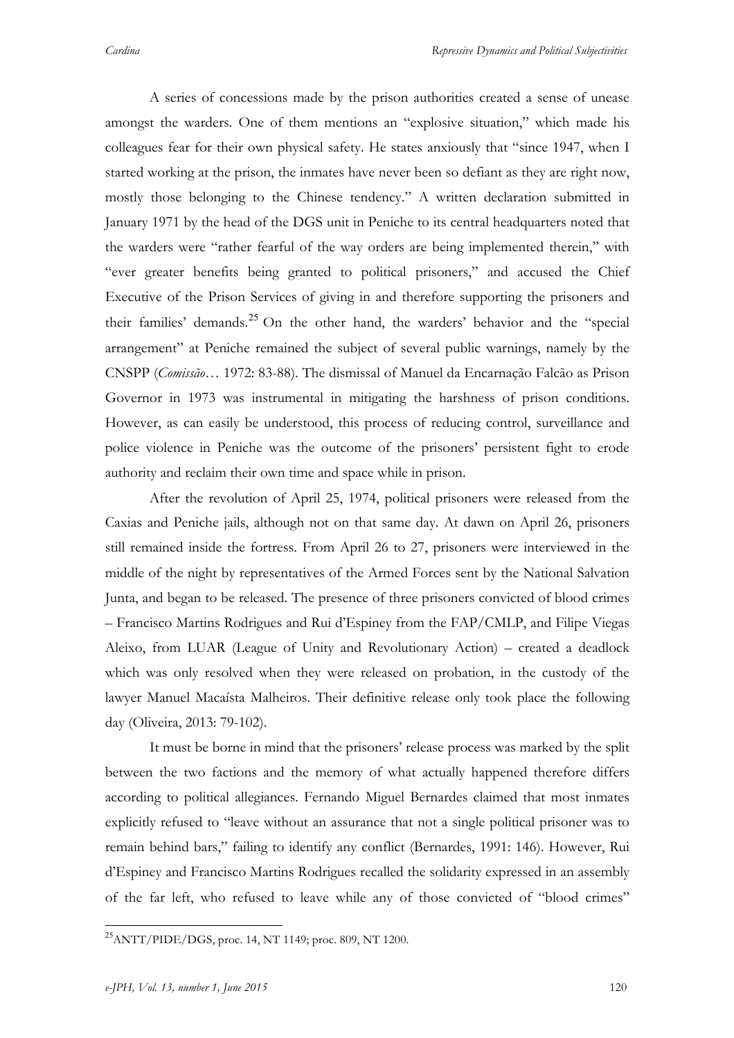A series of concessions made by the prison authorities created a sense of unease amongst the warders. One of them mentions an "explosive situation," which made his colleagues fear for their own physical safety. He states anxiously that "since 1947, when I started working at the prison, the inmates have never been so defiant as they are right now, mostly those belonging to the Chinese tendency." A written declaration submitted in January 1971 by the head of the DGS unit in Peniche to its central headquarters noted that the warders were "rather fearful of the way orders are being implemented therein," with "ever greater benefits being granted to political prisoners," and accused the Chief Executive of the Prison Services of giving in and therefore supporting the prisoners and their families' demands.[25] On the other hand, the warders' behavior and the "special arrangement" at Peniche remained the subject of several public warnings, namely by the CNSPP (*Comissão*… 1972: 83-88). The dismissal of Manuel da Encarnação Falcão as Prison Governor in 1973 was instrumental in mitigating the harshness of prison conditions. However, as can easily be understood, this process of reducing control, surveillance and police violence in Peniche was the outcome of the prisoners' persistent fight to erode authority and reclaim their own time and space while in prison.

After the revolution of April 25, 1974, political prisoners were released from the Caxias and Peniche jails, although not on that same day. At dawn on April 26, prisoners still remained inside the fortress. From April 26 to 27, prisoners were interviewed in the middle of the night by representatives of the Armed Forces sent by the National Salvation Junta, and began to be released. The presence of three prisoners convicted of blood crimes – Francisco Martins Rodrigues and Rui d'Espiney from the FAP/CMLP, and Filipe Viegas Aleixo, from LUAR (League of Unity and Revolutionary Action) – created a deadlock which was only resolved when they were released on probation, in the custody of the lawyer Manuel Macaísta Malheiros. Their definitive release only took place the following day (Oliveira, 2013: 79-102).

It must be borne in mind that the prisoners' release process was marked by the split between the two factions and the memory of what actually happened therefore differs according to political allegiances. Fernando Miguel Bernardes claimed that most inmates explicitly refused to "leave without an assurance that not a single political prisoner was to remain behind bars," failing to identify any conflict (Bernardes, 1991: 146). However, Rui d'Espiney and Francisco Martins Rodrigues recalled the solidarity expressed in an assembly of the far left, who refused to leave while any of those convicted of "blood crimes"

---

[25] ANTT/PIDE/DGS, proc. 14, NT 1149; proc. 809, NT 1200.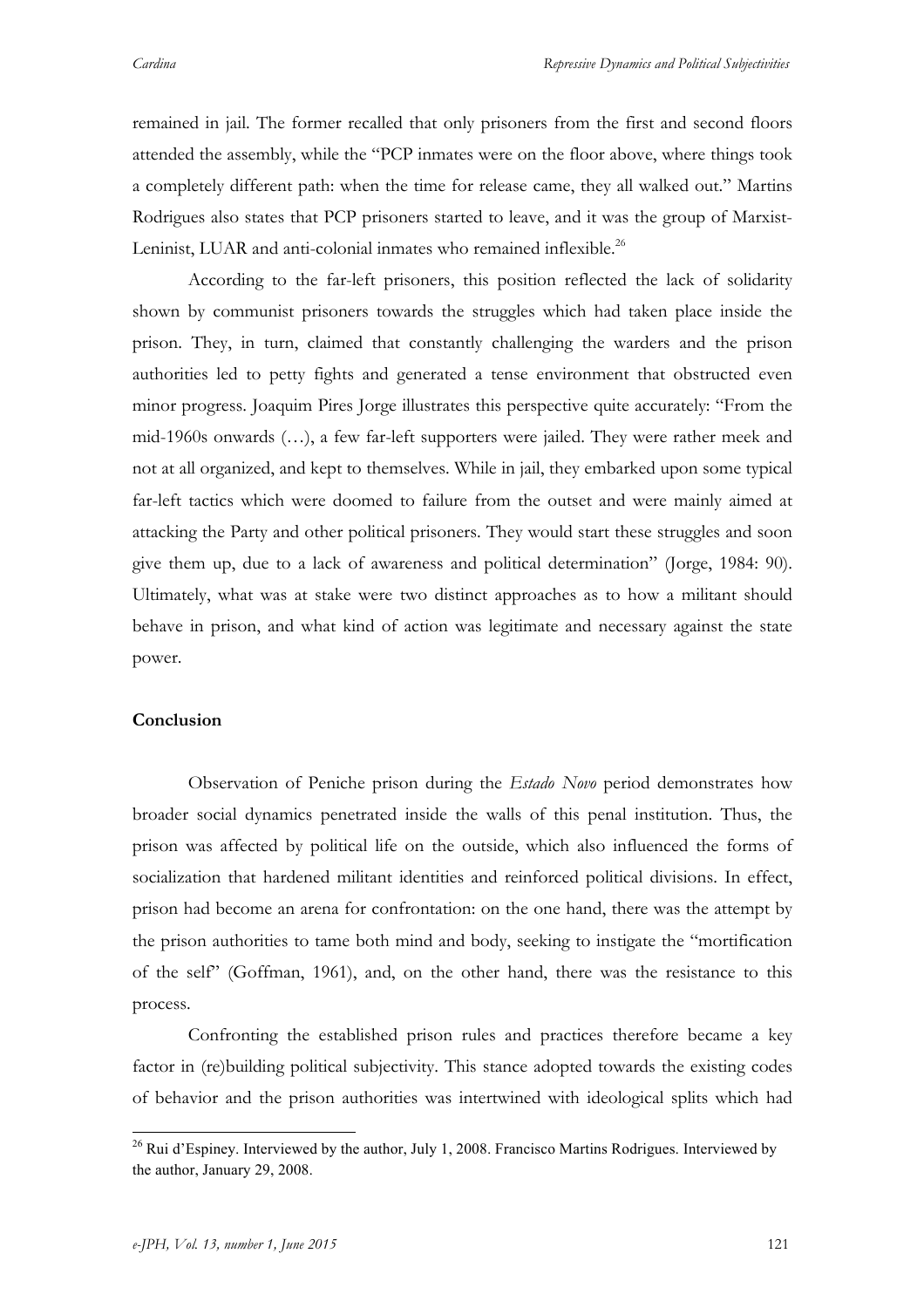remained in jail. The former recalled that only prisoners from the first and second floors attended the assembly, while the "PCP inmates were on the floor above, where things took a completely different path: when the time for release came, they all walked out." Martins Rodrigues also states that PCP prisoners started to leave, and it was the group of Marxist-Leninist, LUAR and anti-colonial inmates who remained inflexible.[26]

According to the far-left prisoners, this position reflected the lack of solidarity shown by communist prisoners towards the struggles which had taken place inside the prison. They, in turn, claimed that constantly challenging the warders and the prison authorities led to petty fights and generated a tense environment that obstructed even minor progress. Joaquim Pires Jorge illustrates this perspective quite accurately: "From the mid-1960s onwards (…), a few far-left supporters were jailed. They were rather meek and not at all organized, and kept to themselves. While in jail, they embarked upon some typical far-left tactics which were doomed to failure from the outset and were mainly aimed at attacking the Party and other political prisoners. They would start these struggles and soon give them up, due to a lack of awareness and political determination" (Jorge, 1984: 90). Ultimately, what was at stake were two distinct approaches as to how a militant should behave in prison, and what kind of action was legitimate and necessary against the state power.

**Conclusion**

Observation of Peniche prison during the *Estado Novo* period demonstrates how broader social dynamics penetrated inside the walls of this penal institution. Thus, the prison was affected by political life on the outside, which also influenced the forms of socialization that hardened militant identities and reinforced political divisions. In effect, prison had become an arena for confrontation: on the one hand, there was the attempt by the prison authorities to tame both mind and body, seeking to instigate the "mortification of the self" (Goffman, 1961), and, on the other hand, there was the resistance to this process.

Confronting the established prison rules and practices therefore became a key factor in (re)building political subjectivity. This stance adopted towards the existing codes of behavior and the prison authorities was intertwined with ideological splits which had

---

[26] Rui d'Espiney. Interviewed by the author, July 1, 2008. Francisco Martins Rodrigues. Interviewed by the author, January 29, 2008.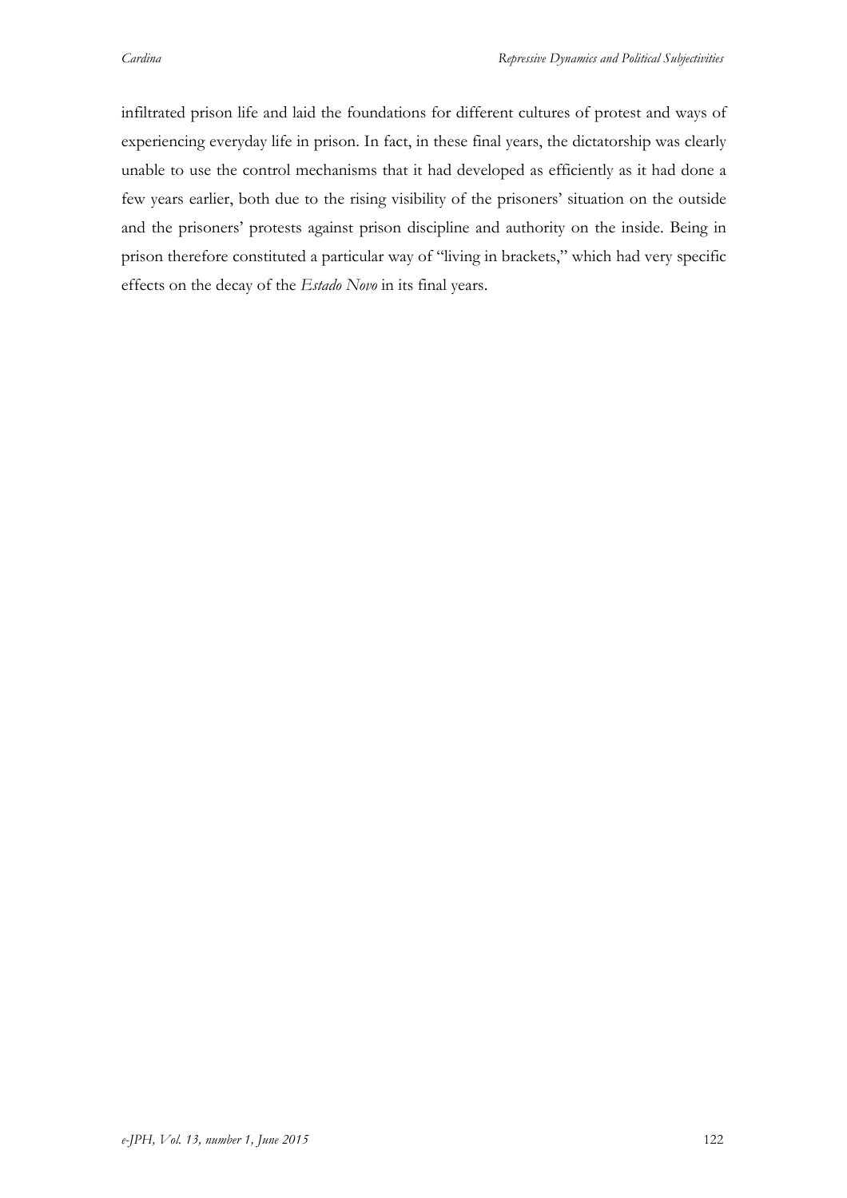infiltrated prison life and laid the foundations for different cultures of protest and ways of experiencing everyday life in prison. In fact, in these final years, the dictatorship was clearly unable to use the control mechanisms that it had developed as efficiently as it had done a few years earlier, both due to the rising visibility of the prisoners' situation on the outside and the prisoners' protests against prison discipline and authority on the inside. Being in prison therefore constituted a particular way of "living in brackets," which had very specific effects on the decay of the *Estado Novo* in its final years.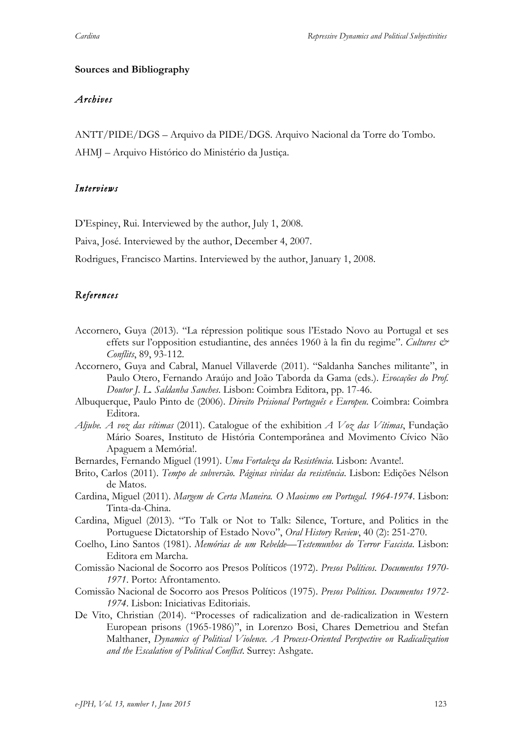**Sources and Bibliography**

### *Archives*

ANTT/PIDE/DGS – Arquivo da PIDE/DGS. Arquivo Nacional da Torre do Tombo.

AHMJ – Arquivo Histórico do Ministério da Justiça.

### *Interviews*

D'Espiney, Rui. Interviewed by the author, July 1, 2008.

Paiva, José. Interviewed by the author, December 4, 2007.

Rodrigues, Francisco Martins. Interviewed by the author, January 1, 2008.

### *References*

Accornero, Guya (2013). "La répression politique sous l'Estado Novo au Portugal et ses effets sur l'opposition estudiantine, des années 1960 à la fin du regime". *Cultures & Conflits*, 89, 93-112.

Accornero, Guya and Cabral, Manuel Villaverde (2011). "Saldanha Sanches militante", in Paulo Otero, Fernando Araújo and João Taborda da Gama (eds.). *Evocações do Prof. Doutor J. L. Saldanha Sanches*. Lisbon: Coimbra Editora, pp. 17-46.

Albuquerque, Paulo Pinto de (2006). *Direito Prisional Português e Europeu*. Coimbra: Coimbra Editora.

*Aljube. A voz das vítimas* (2011). Catalogue of the exhibition *A Voz das Vítimas*, Fundação Mário Soares, Instituto de História Contemporânea and Movimento Cívico Não Apaguem a Memória!.

Bernardes, Fernando Miguel (1991). *Uma Fortaleza da Resistência*. Lisbon: Avante!.

Brito, Carlos (2011). *Tempo de subversão. Páginas vividas da resistência*. Lisbon: Edições Nélson de Matos.

Cardina, Miguel (2011). *Margem de Certa Maneira. O Maoismo em Portugal. 1964-1974*. Lisbon: Tinta-da-China.

Cardina, Miguel (2013). "To Talk or Not to Talk: Silence, Torture, and Politics in the Portuguese Dictatorship of Estado Novo", *Oral History Review*, 40 (2): 251-270.

Coelho, Lino Santos (1981). *Memórias de um Rebelde—Testemunhos do Terror Fascista*. Lisbon: Editora em Marcha.

Comissão Nacional de Socorro aos Presos Políticos (1972). *Presos Políticos. Documentos 1970-1971*. Porto: Afrontamento.

Comissão Nacional de Socorro aos Presos Políticos (1975). *Presos Políticos. Documentos 1972-1974*. Lisbon: Iniciativas Editoriais.

De Vito, Christian (2014). "Processes of radicalization and de-radicalization in Western European prisons (1965-1986)", in Lorenzo Bosi, Chares Demetriou and Stefan Malthaner, *Dynamics of Political Violence. A Process-Oriented Perspective on Radicalization and the Escalation of Political Conflict*. Surrey: Ashgate.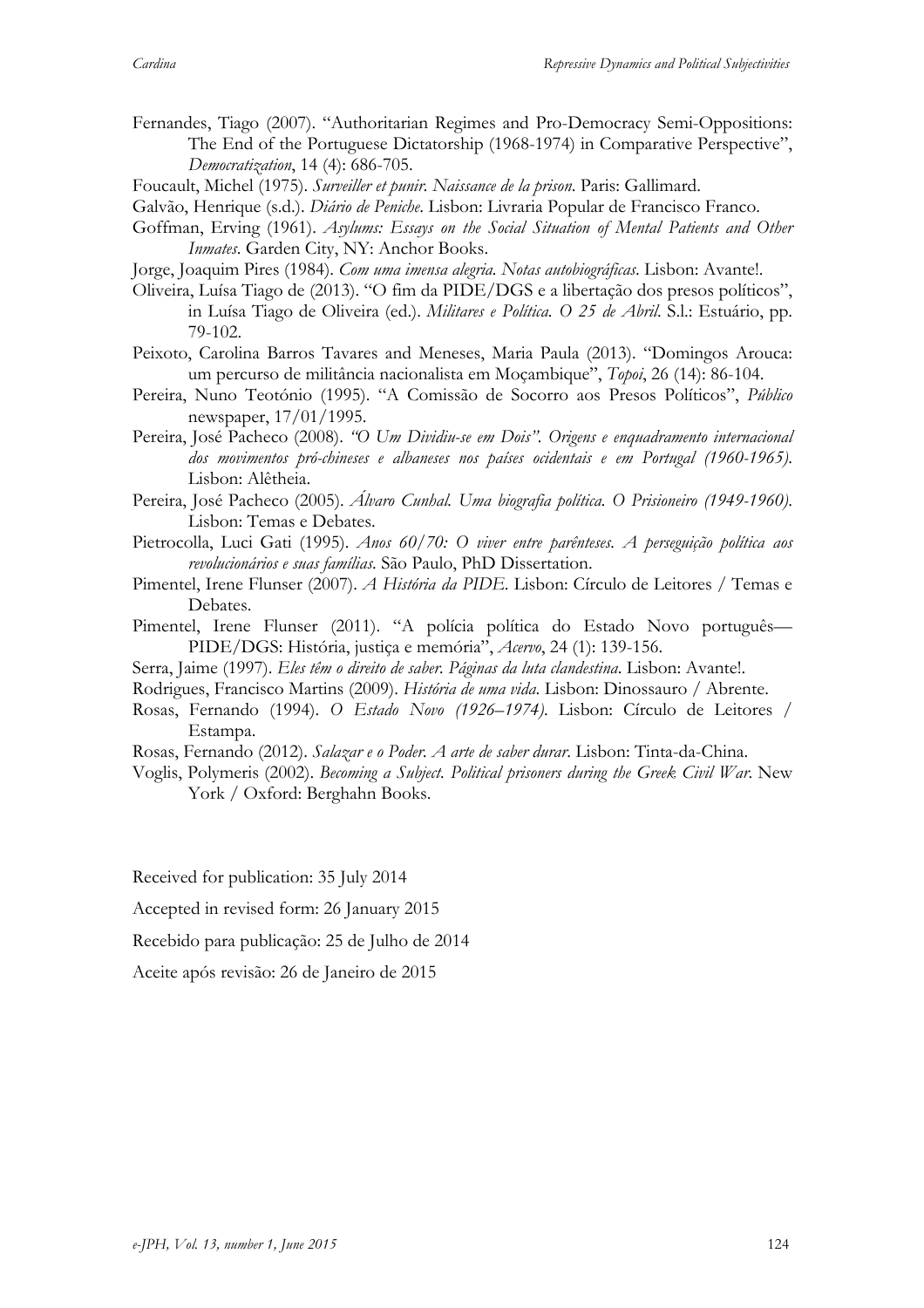Fernandes, Tiago (2007). “Authoritarian Regimes and Pro-Democracy Semi-Oppositions: The End of the Portuguese Dictatorship (1968-1974) in Comparative Perspective”, *Democratization*, 14 (4): 686-705.

Foucault, Michel (1975). *Surveiller et punir. Naissance de la prison*. Paris: Gallimard.

Galvão, Henrique (s.d.). *Diário de Peniche*. Lisbon: Livraria Popular de Francisco Franco.

Goffman, Erving (1961). *Asylums: Essays on the Social Situation of Mental Patients and Other Inmates*. Garden City, NY: Anchor Books.

Jorge, Joaquim Pires (1984). *Com uma imensa alegria. Notas autobiográficas*. Lisbon: Avante!.

Oliveira, Luísa Tiago de (2013). “O fim da PIDE/DGS e a libertação dos presos políticos”, in Luísa Tiago de Oliveira (ed.). *Militares e Política. O 25 de Abril*. S.l.: Estuário, pp. 79-102.

Peixoto, Carolina Barros Tavares and Meneses, Maria Paula (2013). “Domingos Arouca: um percurso de militância nacionalista em Moçambique”, *Topoi*, 26 (14): 86-104.

Pereira, Nuno Teotónio (1995). “A Comissão de Socorro aos Presos Políticos”, *Público* newspaper, 17/01/1995.

Pereira, José Pacheco (2008). *“O Um Dividiu-se em Dois”. Origens e enquadramento internacional dos movimentos pró-chineses e albaneses nos países ocidentais e em Portugal (1960-1965)*. Lisbon: Alêtheia.

Pereira, José Pacheco (2005). *Álvaro Cunhal. Uma biografia política. O Prisioneiro (1949-1960)*. Lisbon: Temas e Debates.

Pietrocolla, Luci Gati (1995). *Anos 60/70: O viver entre parênteses. A perseguição política aos revolucionários e suas famílias*. São Paulo, PhD Dissertation.

Pimentel, Irene Flunser (2007). *A História da PIDE*. Lisbon: Círculo de Leitores / Temas e Debates.

Pimentel, Irene Flunser (2011). “A polícia política do Estado Novo português—PIDE/DGS: História, justiça e memória”, *Acervo*, 24 (1): 139-156.

Serra, Jaime (1997). *Eles têm o direito de saber. Páginas da luta clandestina*. Lisbon: Avante!.

Rodrigues, Francisco Martins (2009). *História de uma vida*. Lisbon: Dinossauro / Abrente.

Rosas, Fernando (1994). *O Estado Novo (1926–1974)*. Lisbon: Círculo de Leitores / Estampa.

Rosas, Fernando (2012). *Salazar e o Poder. A arte de saber durar*. Lisbon: Tinta-da-China.

Voglis, Polymeris (2002). *Becoming a Subject. Political prisoners during the Greek Civil War*. New York / Oxford: Berghahn Books.

Received for publication: 35 July 2014

Accepted in revised form: 26 January 2015

Recebido para publicação: 25 de Julho de 2014

Aceite após revisão: 26 de Janeiro de 2015